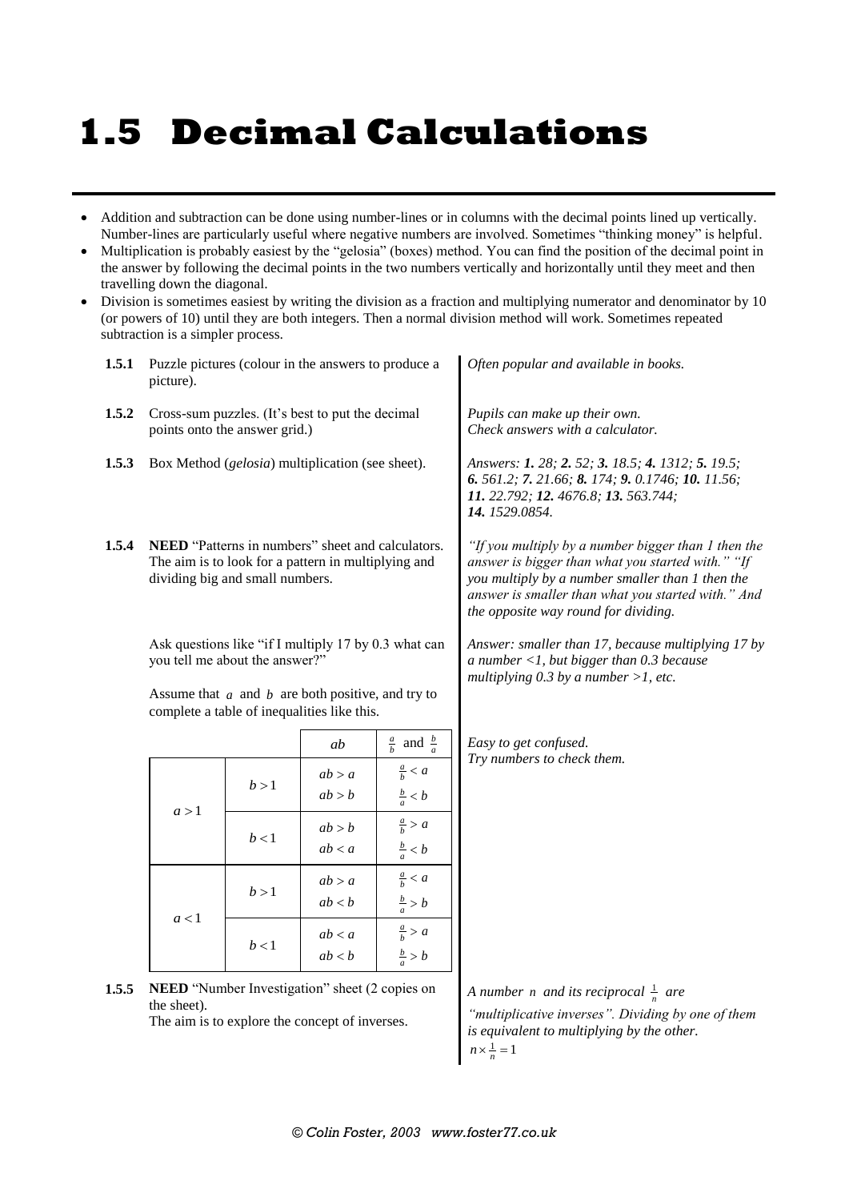# 1.5 Decimal Calculations

- Addition and subtraction can be done using number-lines or in columns with the decimal points lined up vertically. Number-lines are particularly useful where negative numbers are involved. Sometimes "thinking money" is helpful.
- Multiplication is probably easiest by the "gelosia" (boxes) method. You can find the position of the decimal point in the answer by following the decimal points in the two numbers vertically and horizontally until they meet and then travelling down the diagonal.
- Division is sometimes easiest by writing the division as a fraction and multiplying numerator and denominator by 10 (or powers of 10) until they are both integers. Then a normal division method will work. Sometimes repeated subtraction is a simpler process.

**1.5.1** Puzzle pictures (colour in the answers to produce a picture).

*Often popular and available in books.*

**1.5.2** Cross-sum puzzles. (It's best to put the decimal points onto the answer grid.)

*Pupils can make up their own. Check answers with a calculator.*

**1.5.3** Box Method (*gelosia*) multiplication (see sheet).

*Answers: **1.** 28; **2.** 52; **3.** 18.5; **4.** 1312; **5.** 19.5; **6.** 561.2; **7.** 21.66; **8.** 174; **9.** 0.1746; **10.** 11.56; **11.** 22.792; **12.** 4676.8; **13.** 563.744; **14.** 1529.0854.*

**1.5.4** **NEED** "Patterns in numbers" sheet and calculators. The aim is to look for a pattern in multiplying and dividing big and small numbers.

*"If you multiply by a number bigger than 1 then the answer is bigger than what you started with." "If you multiply by a number smaller than 1 then the answer is smaller than what you started with." And the opposite way round for dividing.*

Ask questions like "if I multiply 17 by 0.3 what can you tell me about the answer?"

*Answer: smaller than 17, because multiplying 17 by a number <1, but bigger than 0.3 because multiplying 0.3 by a number >1, etc.*

Assume that $a$ and $b$ are both positive, and try to complete a table of inequalities like this.

| | | $ab$ | $\frac{a}{b}$ and $\frac{b}{a}$ |
|---|---|---|---|
| $a > 1$ | $b > 1$ | $ab > a$ <br> $ab > b$ | $\frac{a}{b} < a$ <br> $\frac{b}{a} < b$ |
| | $b < 1$ | $ab > b$ <br> $ab < a$ | $\frac{a}{b} > a$ <br> $\frac{b}{a} < b$ |
| $a < 1$ | $b > 1$ | $ab > a$ <br> $ab < b$ | $\frac{a}{b} < a$ <br> $\frac{b}{a} > b$ |
| | $b < 1$ | $ab < a$ <br> $ab < b$ | $\frac{a}{b} > a$ <br> $\frac{b}{a} > b$ |

*Easy to get confused. Try numbers to check them.*

**1.5.5** **NEED** "Number Investigation" sheet (2 copies on the sheet). The aim is to explore the concept of inverses.

*A number $n$ and its reciprocal $\frac{1}{n}$ are "multiplicative inverses". Dividing by one of them is equivalent to multiplying by the other.* $n \times \frac{1}{n} = 1$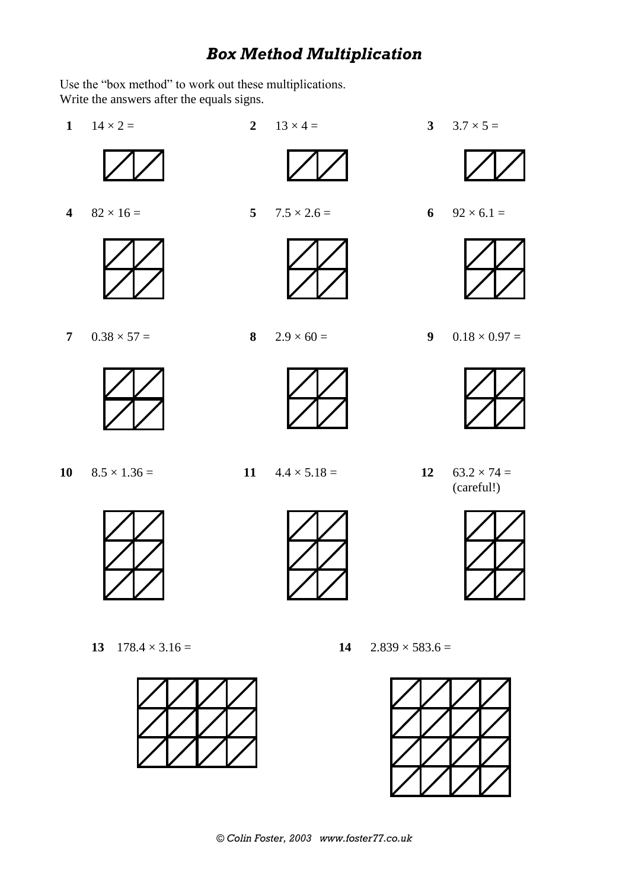# *Box Method Multiplication*

Use the "box method" to work out these multiplications.
Write the answers after the equals signs.

**1** $14 \times 2 =$

**2** $13 \times 4 =$

**3** $3.7 \times 5 =$

**4** $82 \times 16 =$

**5** $7.5 \times 2.6 =$

**6** $92 \times 6.1 =$

**7** $0.38 \times 57 =$

**8** $2.9 \times 60 =$

**9** $0.18 \times 0.97 =$

**10** $8.5 \times 1.36 =$

**11** $4.4 \times 5.18 =$

**12** $63.2 \times 74 =$
(careful!)

**13** $178.4 \times 3.16 =$

**14** $2.839 \times 583.6 =$

*© Colin Foster, 2003 www.foster77.co.uk*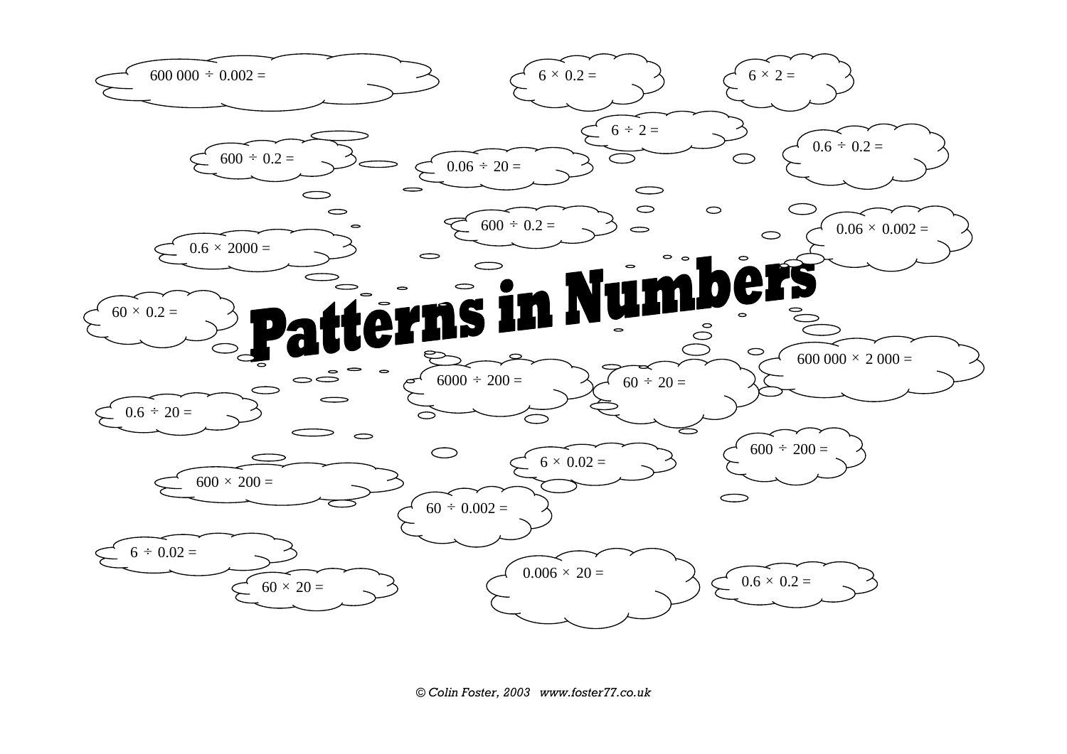# Patterns in Numbers

$600\,000 \div 0.002 =$

$6 \times 0.2 =$

$6 \times 2 =$

$6 \div 2 =$

$0.6 \div 0.2 =$

$600 \div 0.2 =$

$0.06 \div 20 =$

$600 \div 0.2 =$

$0.06 \times 0.002 =$

$0.6 \times 2000 =$

$60 \times 0.2 =$

$600\,000 \times 2\,000 =$

$6000 \div 200 =$

$60 \div 20 =$

$0.6 \div 20 =$

$600 \div 200 =$

$6 \times 0.02 =$

$600 \times 200 =$

$60 \div 0.002 =$

$6 \div 0.02 =$

$0.006 \times 20 =$

$0.6 \times 0.2 =$

$60 \times 20 =$

*© Colin Foster, 2003 www.foster77.co.uk*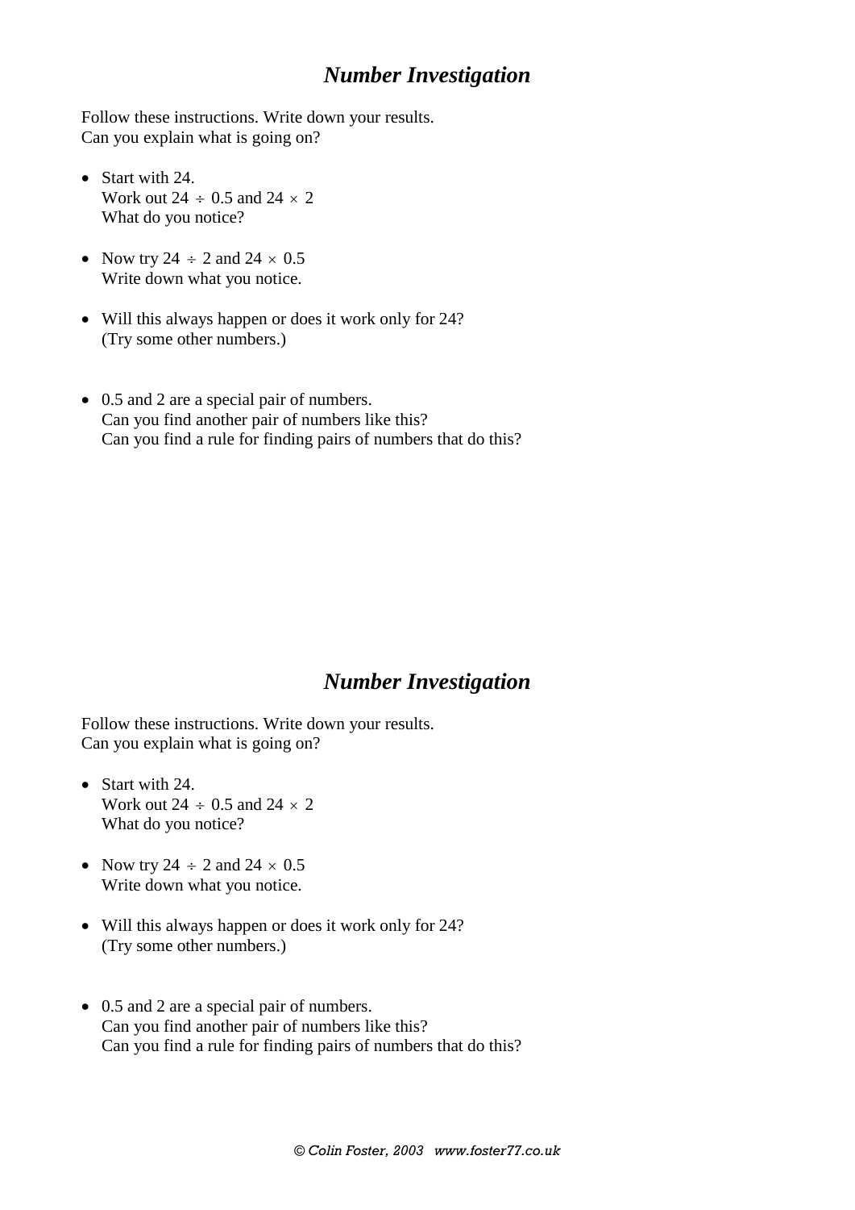## *Number Investigation*

Follow these instructions. Write down your results.
Can you explain what is going on?

- Start with 24.
  Work out $24 \div 0.5$ and $24 \times 2$
  What do you notice?

- Now try $24 \div 2$ and $24 \times 0.5$
  Write down what you notice.

- Will this always happen or does it work only for 24?
  (Try some other numbers.)

- 0.5 and 2 are a special pair of numbers.
  Can you find another pair of numbers like this?
  Can you find a rule for finding pairs of numbers that do this?

## *Number Investigation*

Follow these instructions. Write down your results.
Can you explain what is going on?

- Start with 24.
  Work out $24 \div 0.5$ and $24 \times 2$
  What do you notice?

- Now try $24 \div 2$ and $24 \times 0.5$
  Write down what you notice.

- Will this always happen or does it work only for 24?
  (Try some other numbers.)

- 0.5 and 2 are a special pair of numbers.
  Can you find another pair of numbers like this?
  Can you find a rule for finding pairs of numbers that do this?

*© Colin Foster, 2003 www.foster77.co.uk*